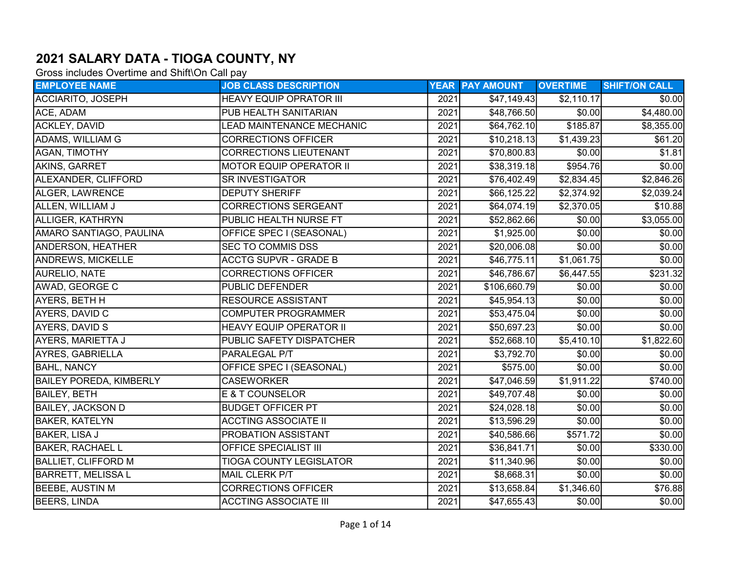# 2021 SALARY DATA - TIOGA COUNTY, NY

Gross includes Overtime and Shift\On Call pay

| EMPLOYEE NAME | JOB CLASS DESCRIPTION | YEAR | PAY AMOUNT | OVERTIME | SHIFT/ON CALL |
|---|---|---|---|---|---|
| ACCIARITO, JOSEPH | HEAVY EQUIP OPRATOR III | 2021 | $47,149.43 | $2,110.17 | $0.00 |
| ACE, ADAM | PUB HEALTH SANITARIAN | 2021 | $48,766.50 | $0.00 | $4,480.00 |
| ACKLEY, DAVID | LEAD MAINTENANCE MECHANIC | 2021 | $64,762.10 | $185.87 | $8,355.00 |
| ADAMS, WILLIAM G | CORRECTIONS OFFICER | 2021 | $10,218.13 | $1,439.23 | $61.20 |
| AGAN, TIMOTHY | CORRECTIONS LIEUTENANT | 2021 | $70,800.83 | $0.00 | $1.81 |
| AKINS, GARRET | MOTOR EQUIP OPERATOR II | 2021 | $38,319.18 | $954.76 | $0.00 |
| ALEXANDER, CLIFFORD | SR INVESTIGATOR | 2021 | $76,402.49 | $2,834.45 | $2,846.26 |
| ALGER, LAWRENCE | DEPUTY SHERIFF | 2021 | $66,125.22 | $2,374.92 | $2,039.24 |
| ALLEN, WILLIAM J | CORRECTIONS SERGEANT | 2021 | $64,074.19 | $2,370.05 | $10.88 |
| ALLIGER, KATHRYN | PUBLIC HEALTH NURSE FT | 2021 | $52,862.66 | $0.00 | $3,055.00 |
| AMARO SANTIAGO, PAULINA | OFFICE SPEC I (SEASONAL) | 2021 | $1,925.00 | $0.00 | $0.00 |
| ANDERSON, HEATHER | SEC TO COMMIS DSS | 2021 | $20,006.08 | $0.00 | $0.00 |
| ANDREWS, MICKELLE | ACCTG SUPVR - GRADE B | 2021 | $46,775.11 | $1,061.75 | $0.00 |
| AURELIO, NATE | CORRECTIONS OFFICER | 2021 | $46,786.67 | $6,447.55 | $231.32 |
| AWAD, GEORGE C | PUBLIC DEFENDER | 2021 | $106,660.79 | $0.00 | $0.00 |
| AYERS, BETH H | RESOURCE ASSISTANT | 2021 | $45,954.13 | $0.00 | $0.00 |
| AYERS, DAVID C | COMPUTER PROGRAMMER | 2021 | $53,475.04 | $0.00 | $0.00 |
| AYERS, DAVID S | HEAVY EQUIP OPERATOR II | 2021 | $50,697.23 | $0.00 | $0.00 |
| AYERS, MARIETTA J | PUBLIC SAFETY DISPATCHER | 2021 | $52,668.10 | $5,410.10 | $1,822.60 |
| AYRES, GABRIELLA | PARALEGAL P/T | 2021 | $3,792.70 | $0.00 | $0.00 |
| BAHL, NANCY | OFFICE SPEC I (SEASONAL) | 2021 | $575.00 | $0.00 | $0.00 |
| BAILEY POREDA, KIMBERLY | CASEWORKER | 2021 | $47,046.59 | $1,911.22 | $740.00 |
| BAILEY, BETH | E & T COUNSELOR | 2021 | $49,707.48 | $0.00 | $0.00 |
| BAILEY, JACKSON D | BUDGET OFFICER PT | 2021 | $24,028.18 | $0.00 | $0.00 |
| BAKER, KATELYN | ACCTING ASSOCIATE II | 2021 | $13,596.29 | $0.00 | $0.00 |
| BAKER, LISA J | PROBATION ASSISTANT | 2021 | $40,586.66 | $571.72 | $0.00 |
| BAKER, RACHAEL L | OFFICE SPECIALIST III | 2021 | $36,841.71 | $0.00 | $330.00 |
| BALLIET, CLIFFORD M | TIOGA COUNTY LEGISLATOR | 2021 | $11,340.96 | $0.00 | $0.00 |
| BARRETT, MELISSA L | MAIL CLERK P/T | 2021 | $8,668.31 | $0.00 | $0.00 |
| BEEBE, AUSTIN M | CORRECTIONS OFFICER | 2021 | $13,658.84 | $1,346.60 | $76.88 |
| BEERS, LINDA | ACCTING ASSOCIATE III | 2021 | $47,655.43 | $0.00 | $0.00 |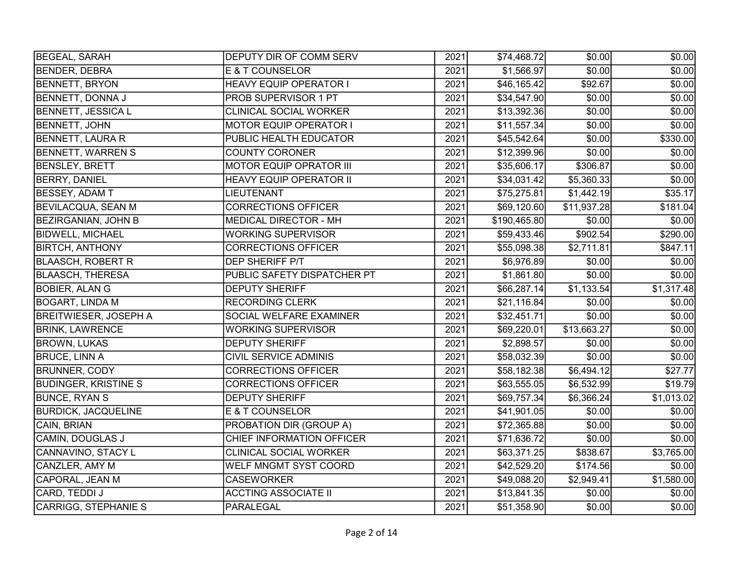| | | | | | |
|---|---|---|---|---|---|
| BEGEAL, SARAH | DEPUTY DIR OF COMM SERV | 2021 | $74,468.72 | $0.00 | $0.00 |
| BENDER, DEBRA | E & T COUNSELOR | 2021 | $1,566.97 | $0.00 | $0.00 |
| BENNETT, BRYON | HEAVY EQUIP OPERATOR I | 2021 | $46,165.42 | $92.67 | $0.00 |
| BENNETT, DONNA J | PROB SUPERVISOR 1 PT | 2021 | $34,547.90 | $0.00 | $0.00 |
| BENNETT, JESSICA L | CLINICAL SOCIAL WORKER | 2021 | $13,392.36 | $0.00 | $0.00 |
| BENNETT, JOHN | MOTOR EQUIP OPERATOR I | 2021 | $11,557.34 | $0.00 | $0.00 |
| BENNETT, LAURA R | PUBLIC HEALTH EDUCATOR | 2021 | $45,542.64 | $0.00 | $330.00 |
| BENNETT, WARREN S | COUNTY CORONER | 2021 | $12,399.96 | $0.00 | $0.00 |
| BENSLEY, BRETT | MOTOR EQUIP OPRATOR III | 2021 | $35,606.17 | $306.87 | $0.00 |
| BERRY, DANIEL | HEAVY EQUIP OPERATOR II | 2021 | $34,031.42 | $5,360.33 | $0.00 |
| BESSEY, ADAM T | LIEUTENANT | 2021 | $75,275.81 | $1,442.19 | $35.17 |
| BEVILACQUA, SEAN M | CORRECTIONS OFFICER | 2021 | $69,120.60 | $11,937.28 | $181.04 |
| BEZIRGANIAN, JOHN B | MEDICAL DIRECTOR - MH | 2021 | $190,465.80 | $0.00 | $0.00 |
| BIDWELL, MICHAEL | WORKING SUPERVISOR | 2021 | $59,433.46 | $902.54 | $290.00 |
| BIRTCH, ANTHONY | CORRECTIONS OFFICER | 2021 | $55,098.38 | $2,711.81 | $847.11 |
| BLAASCH, ROBERT R | DEP SHERIFF P/T | 2021 | $6,976.89 | $0.00 | $0.00 |
| BLAASCH, THERESA | PUBLIC SAFETY DISPATCHER PT | 2021 | $1,861.80 | $0.00 | $0.00 |
| BOBIER, ALAN G | DEPUTY SHERIFF | 2021 | $66,287.14 | $1,133.54 | $1,317.48 |
| BOGART, LINDA M | RECORDING CLERK | 2021 | $21,116.84 | $0.00 | $0.00 |
| BREITWIESER, JOSEPH A | SOCIAL WELFARE EXAMINER | 2021 | $32,451.71 | $0.00 | $0.00 |
| BRINK, LAWRENCE | WORKING SUPERVISOR | 2021 | $69,220.01 | $13,663.27 | $0.00 |
| BROWN, LUKAS | DEPUTY SHERIFF | 2021 | $2,898.57 | $0.00 | $0.00 |
| BRUCE, LINN A | CIVIL SERVICE ADMINIS | 2021 | $58,032.39 | $0.00 | $0.00 |
| BRUNNER, CODY | CORRECTIONS OFFICER | 2021 | $58,182.38 | $6,494.12 | $27.77 |
| BUDINGER, KRISTINE S | CORRECTIONS OFFICER | 2021 | $63,555.05 | $6,532.99 | $19.79 |
| BUNCE, RYAN S | DEPUTY SHERIFF | 2021 | $69,757.34 | $6,366.24 | $1,013.02 |
| BURDICK, JACQUELINE | E & T COUNSELOR | 2021 | $41,901.05 | $0.00 | $0.00 |
| CAIN, BRIAN | PROBATION DIR (GROUP A) | 2021 | $72,365.88 | $0.00 | $0.00 |
| CAMIN, DOUGLAS J | CHIEF INFORMATION OFFICER | 2021 | $71,636.72 | $0.00 | $0.00 |
| CANNAVINO, STACY L | CLINICAL SOCIAL WORKER | 2021 | $63,371.25 | $838.67 | $3,765.00 |
| CANZLER, AMY M | WELF MNGMT SYST COORD | 2021 | $42,529.20 | $174.56 | $0.00 |
| CAPORAL, JEAN M | CASEWORKER | 2021 | $49,088.20 | $2,949.41 | $1,580.00 |
| CARD, TEDDI J | ACCTING ASSOCIATE II | 2021 | $13,841.35 | $0.00 | $0.00 |
| CARRIGG, STEPHANIE S | PARALEGAL | 2021 | $51,358.90 | $0.00 | $0.00 |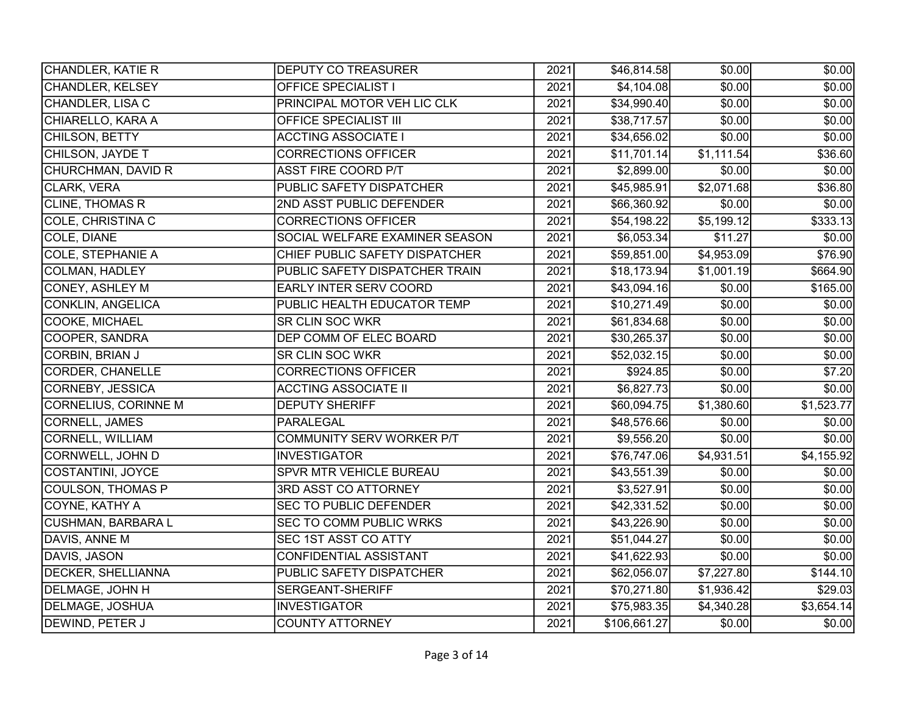| | | | | | |
|---|---|---|---|---|---|
| CHANDLER, KATIE R | DEPUTY CO TREASURER | 2021 | $46,814.58 | $0.00 | $0.00 |
| CHANDLER, KELSEY | OFFICE SPECIALIST I | 2021 | $4,104.08 | $0.00 | $0.00 |
| CHANDLER, LISA C | PRINCIPAL MOTOR VEH LIC CLK | 2021 | $34,990.40 | $0.00 | $0.00 |
| CHIARELLO, KARA A | OFFICE SPECIALIST III | 2021 | $38,717.57 | $0.00 | $0.00 |
| CHILSON, BETTY | ACCTING ASSOCIATE I | 2021 | $34,656.02 | $0.00 | $0.00 |
| CHILSON, JAYDE T | CORRECTIONS OFFICER | 2021 | $11,701.14 | $1,111.54 | $36.60 |
| CHURCHMAN, DAVID R | ASST FIRE COORD P/T | 2021 | $2,899.00 | $0.00 | $0.00 |
| CLARK, VERA | PUBLIC SAFETY DISPATCHER | 2021 | $45,985.91 | $2,071.68 | $36.80 |
| CLINE, THOMAS R | 2ND ASST PUBLIC DEFENDER | 2021 | $66,360.92 | $0.00 | $0.00 |
| COLE, CHRISTINA C | CORRECTIONS OFFICER | 2021 | $54,198.22 | $5,199.12 | $333.13 |
| COLE, DIANE | SOCIAL WELFARE EXAMINER SEASON | 2021 | $6,053.34 | $11.27 | $0.00 |
| COLE, STEPHANIE A | CHIEF PUBLIC SAFETY DISPATCHER | 2021 | $59,851.00 | $4,953.09 | $76.90 |
| COLMAN, HADLEY | PUBLIC SAFETY DISPATCHER TRAIN | 2021 | $18,173.94 | $1,001.19 | $664.90 |
| CONEY, ASHLEY M | EARLY INTER SERV COORD | 2021 | $43,094.16 | $0.00 | $165.00 |
| CONKLIN, ANGELICA | PUBLIC HEALTH EDUCATOR TEMP | 2021 | $10,271.49 | $0.00 | $0.00 |
| COOKE, MICHAEL | SR CLIN SOC WKR | 2021 | $61,834.68 | $0.00 | $0.00 |
| COOPER, SANDRA | DEP COMM OF ELEC BOARD | 2021 | $30,265.37 | $0.00 | $0.00 |
| CORBIN, BRIAN J | SR CLIN SOC WKR | 2021 | $52,032.15 | $0.00 | $0.00 |
| CORDER, CHANELLE | CORRECTIONS OFFICER | 2021 | $924.85 | $0.00 | $7.20 |
| CORNEBY, JESSICA | ACCTING ASSOCIATE II | 2021 | $6,827.73 | $0.00 | $0.00 |
| CORNELIUS, CORINNE M | DEPUTY SHERIFF | 2021 | $60,094.75 | $1,380.60 | $1,523.77 |
| CORNELL, JAMES | PARALEGAL | 2021 | $48,576.66 | $0.00 | $0.00 |
| CORNELL, WILLIAM | COMMUNITY SERV WORKER P/T | 2021 | $9,556.20 | $0.00 | $0.00 |
| CORNWELL, JOHN D | INVESTIGATOR | 2021 | $76,747.06 | $4,931.51 | $4,155.92 |
| COSTANTINI, JOYCE | SPVR MTR VEHICLE BUREAU | 2021 | $43,551.39 | $0.00 | $0.00 |
| COULSON, THOMAS P | 3RD ASST CO ATTORNEY | 2021 | $3,527.91 | $0.00 | $0.00 |
| COYNE, KATHY A | SEC TO PUBLIC DEFENDER | 2021 | $42,331.52 | $0.00 | $0.00 |
| CUSHMAN, BARBARA L | SEC TO COMM PUBLIC WRKS | 2021 | $43,226.90 | $0.00 | $0.00 |
| DAVIS, ANNE M | SEC 1ST ASST CO ATTY | 2021 | $51,044.27 | $0.00 | $0.00 |
| DAVIS, JASON | CONFIDENTIAL ASSISTANT | 2021 | $41,622.93 | $0.00 | $0.00 |
| DECKER, SHELLIANNA | PUBLIC SAFETY DISPATCHER | 2021 | $62,056.07 | $7,227.80 | $144.10 |
| DELMAGE, JOHN H | SERGEANT-SHERIFF | 2021 | $70,271.80 | $1,936.42 | $29.03 |
| DELMAGE, JOSHUA | INVESTIGATOR | 2021 | $75,983.35 | $4,340.28 | $3,654.14 |
| DEWIND, PETER J | COUNTY ATTORNEY | 2021 | $106,661.27 | $0.00 | $0.00 |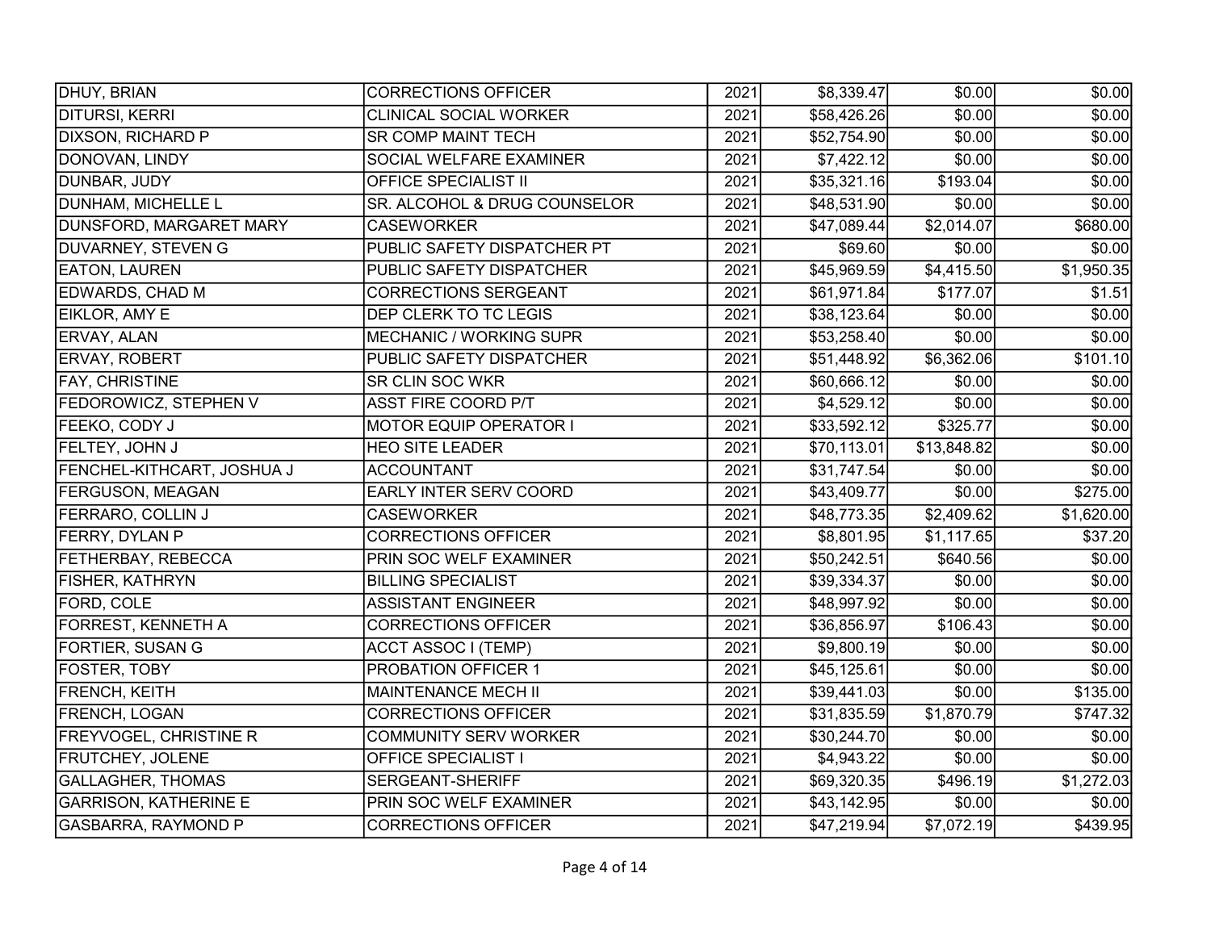| | | | | | |
|---|---|---|---|---|---|
| DHUY, BRIAN | CORRECTIONS OFFICER | 2021 | $8,339.47 | $0.00 | $0.00 |
| DITURSI, KERRI | CLINICAL SOCIAL WORKER | 2021 | $58,426.26 | $0.00 | $0.00 |
| DIXSON, RICHARD P | SR COMP MAINT TECH | 2021 | $52,754.90 | $0.00 | $0.00 |
| DONOVAN, LINDY | SOCIAL WELFARE EXAMINER | 2021 | $7,422.12 | $0.00 | $0.00 |
| DUNBAR, JUDY | OFFICE SPECIALIST II | 2021 | $35,321.16 | $193.04 | $0.00 |
| DUNHAM, MICHELLE L | SR. ALCOHOL & DRUG COUNSELOR | 2021 | $48,531.90 | $0.00 | $0.00 |
| DUNSFORD, MARGARET MARY | CASEWORKER | 2021 | $47,089.44 | $2,014.07 | $680.00 |
| DUVARNEY, STEVEN G | PUBLIC SAFETY DISPATCHER PT | 2021 | $69.60 | $0.00 | $0.00 |
| EATON, LAUREN | PUBLIC SAFETY DISPATCHER | 2021 | $45,969.59 | $4,415.50 | $1,950.35 |
| EDWARDS, CHAD M | CORRECTIONS SERGEANT | 2021 | $61,971.84 | $177.07 | $1.51 |
| EIKLOR, AMY E | DEP CLERK TO TC LEGIS | 2021 | $38,123.64 | $0.00 | $0.00 |
| ERVAY, ALAN | MECHANIC / WORKING SUPR | 2021 | $53,258.40 | $0.00 | $0.00 |
| ERVAY, ROBERT | PUBLIC SAFETY DISPATCHER | 2021 | $51,448.92 | $6,362.06 | $101.10 |
| FAY, CHRISTINE | SR CLIN SOC WKR | 2021 | $60,666.12 | $0.00 | $0.00 |
| FEDOROWICZ, STEPHEN V | ASST FIRE COORD P/T | 2021 | $4,529.12 | $0.00 | $0.00 |
| FEEKO, CODY J | MOTOR EQUIP OPERATOR I | 2021 | $33,592.12 | $325.77 | $0.00 |
| FELTEY, JOHN J | HEO SITE LEADER | 2021 | $70,113.01 | $13,848.82 | $0.00 |
| FENCHEL-KITHCART, JOSHUA J | ACCOUNTANT | 2021 | $31,747.54 | $0.00 | $0.00 |
| FERGUSON, MEAGAN | EARLY INTER SERV COORD | 2021 | $43,409.77 | $0.00 | $275.00 |
| FERRARO, COLLIN J | CASEWORKER | 2021 | $48,773.35 | $2,409.62 | $1,620.00 |
| FERRY, DYLAN P | CORRECTIONS OFFICER | 2021 | $8,801.95 | $1,117.65 | $37.20 |
| FETHERBAY, REBECCA | PRIN SOC WELF EXAMINER | 2021 | $50,242.51 | $640.56 | $0.00 |
| FISHER, KATHRYN | BILLING SPECIALIST | 2021 | $39,334.37 | $0.00 | $0.00 |
| FORD, COLE | ASSISTANT ENGINEER | 2021 | $48,997.92 | $0.00 | $0.00 |
| FORREST, KENNETH A | CORRECTIONS OFFICER | 2021 | $36,856.97 | $106.43 | $0.00 |
| FORTIER, SUSAN G | ACCT ASSOC I (TEMP) | 2021 | $9,800.19 | $0.00 | $0.00 |
| FOSTER, TOBY | PROBATION OFFICER 1 | 2021 | $45,125.61 | $0.00 | $0.00 |
| FRENCH, KEITH | MAINTENANCE MECH II | 2021 | $39,441.03 | $0.00 | $135.00 |
| FRENCH, LOGAN | CORRECTIONS OFFICER | 2021 | $31,835.59 | $1,870.79 | $747.32 |
| FREYVOGEL, CHRISTINE R | COMMUNITY SERV WORKER | 2021 | $30,244.70 | $0.00 | $0.00 |
| FRUTCHEY, JOLENE | OFFICE SPECIALIST I | 2021 | $4,943.22 | $0.00 | $0.00 |
| GALLAGHER, THOMAS | SERGEANT-SHERIFF | 2021 | $69,320.35 | $496.19 | $1,272.03 |
| GARRISON, KATHERINE E | PRIN SOC WELF EXAMINER | 2021 | $43,142.95 | $0.00 | $0.00 |
| GASBARRA, RAYMOND P | CORRECTIONS OFFICER | 2021 | $47,219.94 | $7,072.19 | $439.95 |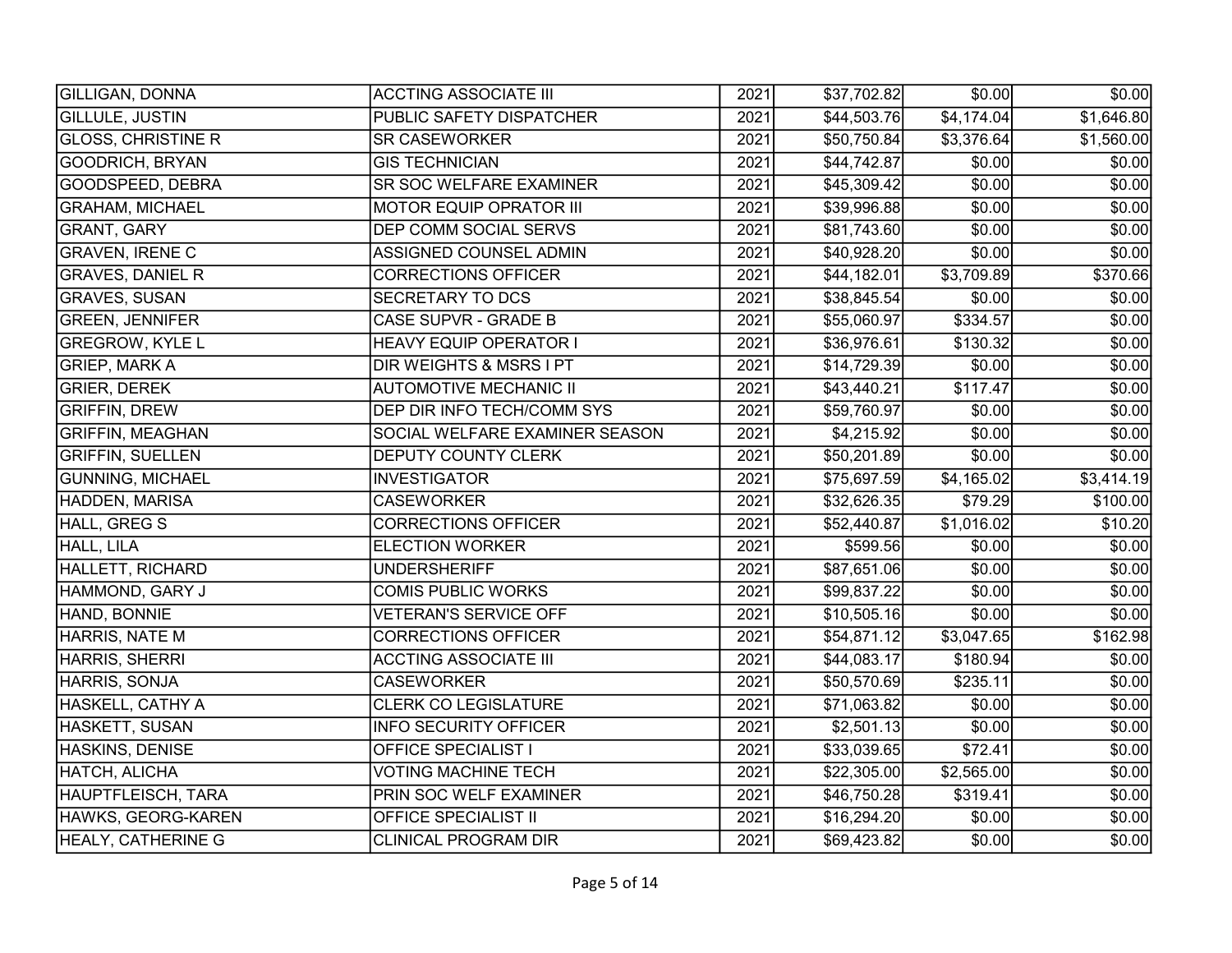| | | | | | |
|---|---|---|---|---|---|
| GILLIGAN, DONNA | ACCTING ASSOCIATE III | 2021 | $37,702.82 | $0.00 | $0.00 |
| GILLULE, JUSTIN | PUBLIC SAFETY DISPATCHER | 2021 | $44,503.76 | $4,174.04 | $1,646.80 |
| GLOSS, CHRISTINE R | SR CASEWORKER | 2021 | $50,750.84 | $3,376.64 | $1,560.00 |
| GOODRICH, BRYAN | GIS TECHNICIAN | 2021 | $44,742.87 | $0.00 | $0.00 |
| GOODSPEED, DEBRA | SR SOC WELFARE EXAMINER | 2021 | $45,309.42 | $0.00 | $0.00 |
| GRAHAM, MICHAEL | MOTOR EQUIP OPRATOR III | 2021 | $39,996.88 | $0.00 | $0.00 |
| GRANT, GARY | DEP COMM SOCIAL SERVS | 2021 | $81,743.60 | $0.00 | $0.00 |
| GRAVEN, IRENE C | ASSIGNED COUNSEL ADMIN | 2021 | $40,928.20 | $0.00 | $0.00 |
| GRAVES, DANIEL R | CORRECTIONS OFFICER | 2021 | $44,182.01 | $3,709.89 | $370.66 |
| GRAVES, SUSAN | SECRETARY TO DCS | 2021 | $38,845.54 | $0.00 | $0.00 |
| GREEN, JENNIFER | CASE SUPVR - GRADE B | 2021 | $55,060.97 | $334.57 | $0.00 |
| GREGROW, KYLE L | HEAVY EQUIP OPERATOR I | 2021 | $36,976.61 | $130.32 | $0.00 |
| GRIEP, MARK A | DIR WEIGHTS & MSRS I PT | 2021 | $14,729.39 | $0.00 | $0.00 |
| GRIER, DEREK | AUTOMOTIVE MECHANIC II | 2021 | $43,440.21 | $117.47 | $0.00 |
| GRIFFIN, DREW | DEP DIR INFO TECH/COMM SYS | 2021 | $59,760.97 | $0.00 | $0.00 |
| GRIFFIN, MEAGHAN | SOCIAL WELFARE EXAMINER SEASON | 2021 | $4,215.92 | $0.00 | $0.00 |
| GRIFFIN, SUELLEN | DEPUTY COUNTY CLERK | 2021 | $50,201.89 | $0.00 | $0.00 |
| GUNNING, MICHAEL | INVESTIGATOR | 2021 | $75,697.59 | $4,165.02 | $3,414.19 |
| HADDEN, MARISA | CASEWORKER | 2021 | $32,626.35 | $79.29 | $100.00 |
| HALL, GREG S | CORRECTIONS OFFICER | 2021 | $52,440.87 | $1,016.02 | $10.20 |
| HALL, LILA | ELECTION WORKER | 2021 | $599.56 | $0.00 | $0.00 |
| HALLETT, RICHARD | UNDERSHERIFF | 2021 | $87,651.06 | $0.00 | $0.00 |
| HAMMOND, GARY J | COMIS PUBLIC WORKS | 2021 | $99,837.22 | $0.00 | $0.00 |
| HAND, BONNIE | VETERAN'S SERVICE OFF | 2021 | $10,505.16 | $0.00 | $0.00 |
| HARRIS, NATE M | CORRECTIONS OFFICER | 2021 | $54,871.12 | $3,047.65 | $162.98 |
| HARRIS, SHERRI | ACCTING ASSOCIATE III | 2021 | $44,083.17 | $180.94 | $0.00 |
| HARRIS, SONJA | CASEWORKER | 2021 | $50,570.69 | $235.11 | $0.00 |
| HASKELL, CATHY A | CLERK CO LEGISLATURE | 2021 | $71,063.82 | $0.00 | $0.00 |
| HASKETT, SUSAN | INFO SECURITY OFFICER | 2021 | $2,501.13 | $0.00 | $0.00 |
| HASKINS, DENISE | OFFICE SPECIALIST I | 2021 | $33,039.65 | $72.41 | $0.00 |
| HATCH, ALICHA | VOTING MACHINE TECH | 2021 | $22,305.00 | $2,565.00 | $0.00 |
| HAUPTFLEISCH, TARA | PRIN SOC WELF EXAMINER | 2021 | $46,750.28 | $319.41 | $0.00 |
| HAWKS, GEORG-KAREN | OFFICE SPECIALIST II | 2021 | $16,294.20 | $0.00 | $0.00 |
| HEALY, CATHERINE G | CLINICAL PROGRAM DIR | 2021 | $69,423.82 | $0.00 | $0.00 |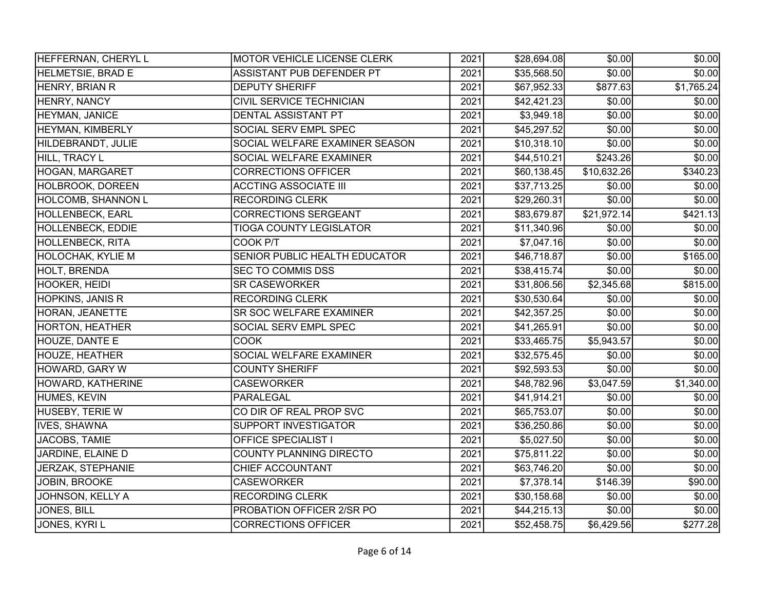| | | | | | |
|---|---|---|---|---|---|
| HEFFERNAN, CHERYL L | MOTOR VEHICLE LICENSE CLERK | 2021 | $28,694.08 | $0.00 | $0.00 |
| HELMETSIE, BRAD E | ASSISTANT PUB DEFENDER PT | 2021 | $35,568.50 | $0.00 | $0.00 |
| HENRY, BRIAN R | DEPUTY SHERIFF | 2021 | $67,952.33 | $877.63 | $1,765.24 |
| HENRY, NANCY | CIVIL SERVICE TECHNICIAN | 2021 | $42,421.23 | $0.00 | $0.00 |
| HEYMAN, JANICE | DENTAL ASSISTANT PT | 2021 | $3,949.18 | $0.00 | $0.00 |
| HEYMAN, KIMBERLY | SOCIAL SERV EMPL SPEC | 2021 | $45,297.52 | $0.00 | $0.00 |
| HILDEBRANDT, JULIE | SOCIAL WELFARE EXAMINER SEASON | 2021 | $10,318.10 | $0.00 | $0.00 |
| HILL, TRACY L | SOCIAL WELFARE EXAMINER | 2021 | $44,510.21 | $243.26 | $0.00 |
| HOGAN, MARGARET | CORRECTIONS OFFICER | 2021 | $60,138.45 | $10,632.26 | $340.23 |
| HOLBROOK, DOREEN | ACCTING ASSOCIATE III | 2021 | $37,713.25 | $0.00 | $0.00 |
| HOLCOMB, SHANNON L | RECORDING CLERK | 2021 | $29,260.31 | $0.00 | $0.00 |
| HOLLENBECK, EARL | CORRECTIONS SERGEANT | 2021 | $83,679.87 | $21,972.14 | $421.13 |
| HOLLENBECK, EDDIE | TIOGA COUNTY LEGISLATOR | 2021 | $11,340.96 | $0.00 | $0.00 |
| HOLLENBECK, RITA | COOK P/T | 2021 | $7,047.16 | $0.00 | $0.00 |
| HOLOCHAK, KYLIE M | SENIOR PUBLIC HEALTH EDUCATOR | 2021 | $46,718.87 | $0.00 | $165.00 |
| HOLT, BRENDA | SEC TO COMMIS DSS | 2021 | $38,415.74 | $0.00 | $0.00 |
| HOOKER, HEIDI | SR CASEWORKER | 2021 | $31,806.56 | $2,345.68 | $815.00 |
| HOPKINS, JANIS R | RECORDING CLERK | 2021 | $30,530.64 | $0.00 | $0.00 |
| HORAN, JEANETTE | SR SOC WELFARE EXAMINER | 2021 | $42,357.25 | $0.00 | $0.00 |
| HORTON, HEATHER | SOCIAL SERV EMPL SPEC | 2021 | $41,265.91 | $0.00 | $0.00 |
| HOUZE, DANTE E | COOK | 2021 | $33,465.75 | $5,943.57 | $0.00 |
| HOUZE, HEATHER | SOCIAL WELFARE EXAMINER | 2021 | $32,575.45 | $0.00 | $0.00 |
| HOWARD, GARY W | COUNTY SHERIFF | 2021 | $92,593.53 | $0.00 | $0.00 |
| HOWARD, KATHERINE | CASEWORKER | 2021 | $48,782.96 | $3,047.59 | $1,340.00 |
| HUMES, KEVIN | PARALEGAL | 2021 | $41,914.21 | $0.00 | $0.00 |
| HUSEBY, TERIE W | CO DIR OF REAL PROP SVC | 2021 | $65,753.07 | $0.00 | $0.00 |
| IVES, SHAWNA | SUPPORT INVESTIGATOR | 2021 | $36,250.86 | $0.00 | $0.00 |
| JACOBS, TAMIE | OFFICE SPECIALIST I | 2021 | $5,027.50 | $0.00 | $0.00 |
| JARDINE, ELAINE D | COUNTY PLANNING DIRECTO | 2021 | $75,811.22 | $0.00 | $0.00 |
| JERZAK, STEPHANIE | CHIEF ACCOUNTANT | 2021 | $63,746.20 | $0.00 | $0.00 |
| JOBIN, BROOKE | CASEWORKER | 2021 | $7,378.14 | $146.39 | $90.00 |
| JOHNSON, KELLY A | RECORDING CLERK | 2021 | $30,158.68 | $0.00 | $0.00 |
| JONES, BILL | PROBATION OFFICER 2/SR PO | 2021 | $44,215.13 | $0.00 | $0.00 |
| JONES, KYRI L | CORRECTIONS OFFICER | 2021 | $52,458.75 | $6,429.56 | $277.28 |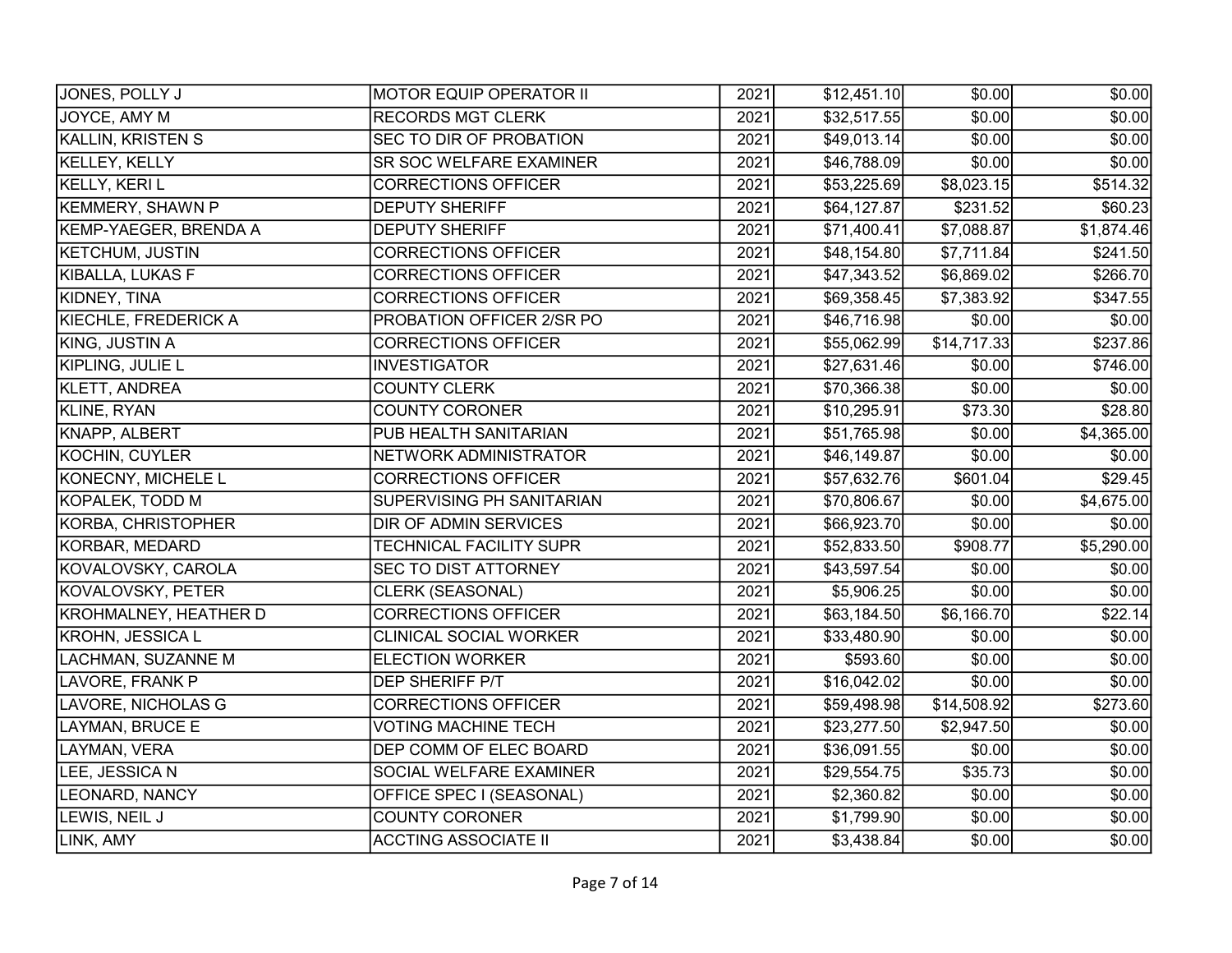| | | | | | |
|---|---|---|---|---|---|
| JONES, POLLY J | MOTOR EQUIP OPERATOR II | 2021 | $12,451.10 | $0.00 | $0.00 |
| JOYCE, AMY M | RECORDS MGT CLERK | 2021 | $32,517.55 | $0.00 | $0.00 |
| KALLIN, KRISTEN S | SEC TO DIR OF PROBATION | 2021 | $49,013.14 | $0.00 | $0.00 |
| KELLEY, KELLY | SR SOC WELFARE EXAMINER | 2021 | $46,788.09 | $0.00 | $0.00 |
| KELLY, KERI L | CORRECTIONS OFFICER | 2021 | $53,225.69 | $8,023.15 | $514.32 |
| KEMMERY, SHAWN P | DEPUTY SHERIFF | 2021 | $64,127.87 | $231.52 | $60.23 |
| KEMP-YAEGER, BRENDA A | DEPUTY SHERIFF | 2021 | $71,400.41 | $7,088.87 | $1,874.46 |
| KETCHUM, JUSTIN | CORRECTIONS OFFICER | 2021 | $48,154.80 | $7,711.84 | $241.50 |
| KIBALLA, LUKAS F | CORRECTIONS OFFICER | 2021 | $47,343.52 | $6,869.02 | $266.70 |
| KIDNEY, TINA | CORRECTIONS OFFICER | 2021 | $69,358.45 | $7,383.92 | $347.55 |
| KIECHLE, FREDERICK A | PROBATION OFFICER 2/SR PO | 2021 | $46,716.98 | $0.00 | $0.00 |
| KING, JUSTIN A | CORRECTIONS OFFICER | 2021 | $55,062.99 | $14,717.33 | $237.86 |
| KIPLING, JULIE L | INVESTIGATOR | 2021 | $27,631.46 | $0.00 | $746.00 |
| KLETT, ANDREA | COUNTY CLERK | 2021 | $70,366.38 | $0.00 | $0.00 |
| KLINE, RYAN | COUNTY CORONER | 2021 | $10,295.91 | $73.30 | $28.80 |
| KNAPP, ALBERT | PUB HEALTH SANITARIAN | 2021 | $51,765.98 | $0.00 | $4,365.00 |
| KOCHIN, CUYLER | NETWORK ADMINISTRATOR | 2021 | $46,149.87 | $0.00 | $0.00 |
| KONECNY, MICHELE L | CORRECTIONS OFFICER | 2021 | $57,632.76 | $601.04 | $29.45 |
| KOPALEK, TODD M | SUPERVISING PH SANITARIAN | 2021 | $70,806.67 | $0.00 | $4,675.00 |
| KORBA, CHRISTOPHER | DIR OF ADMIN SERVICES | 2021 | $66,923.70 | $0.00 | $0.00 |
| KORBAR, MEDARD | TECHNICAL FACILITY SUPR | 2021 | $52,833.50 | $908.77 | $5,290.00 |
| KOVALOVSKY, CAROLA | SEC TO DIST ATTORNEY | 2021 | $43,597.54 | $0.00 | $0.00 |
| KOVALOVSKY, PETER | CLERK (SEASONAL) | 2021 | $5,906.25 | $0.00 | $0.00 |
| KROHMALNEY, HEATHER D | CORRECTIONS OFFICER | 2021 | $63,184.50 | $6,166.70 | $22.14 |
| KROHN, JESSICA L | CLINICAL SOCIAL WORKER | 2021 | $33,480.90 | $0.00 | $0.00 |
| LACHMAN, SUZANNE M | ELECTION WORKER | 2021 | $593.60 | $0.00 | $0.00 |
| LAVORE, FRANK P | DEP SHERIFF P/T | 2021 | $16,042.02 | $0.00 | $0.00 |
| LAVORE, NICHOLAS G | CORRECTIONS OFFICER | 2021 | $59,498.98 | $14,508.92 | $273.60 |
| LAYMAN, BRUCE E | VOTING MACHINE TECH | 2021 | $23,277.50 | $2,947.50 | $0.00 |
| LAYMAN, VERA | DEP COMM OF ELEC BOARD | 2021 | $36,091.55 | $0.00 | $0.00 |
| LEE, JESSICA N | SOCIAL WELFARE EXAMINER | 2021 | $29,554.75 | $35.73 | $0.00 |
| LEONARD, NANCY | OFFICE SPEC I (SEASONAL) | 2021 | $2,360.82 | $0.00 | $0.00 |
| LEWIS, NEIL J | COUNTY CORONER | 2021 | $1,799.90 | $0.00 | $0.00 |
| LINK, AMY | ACCTING ASSOCIATE II | 2021 | $3,438.84 | $0.00 | $0.00 |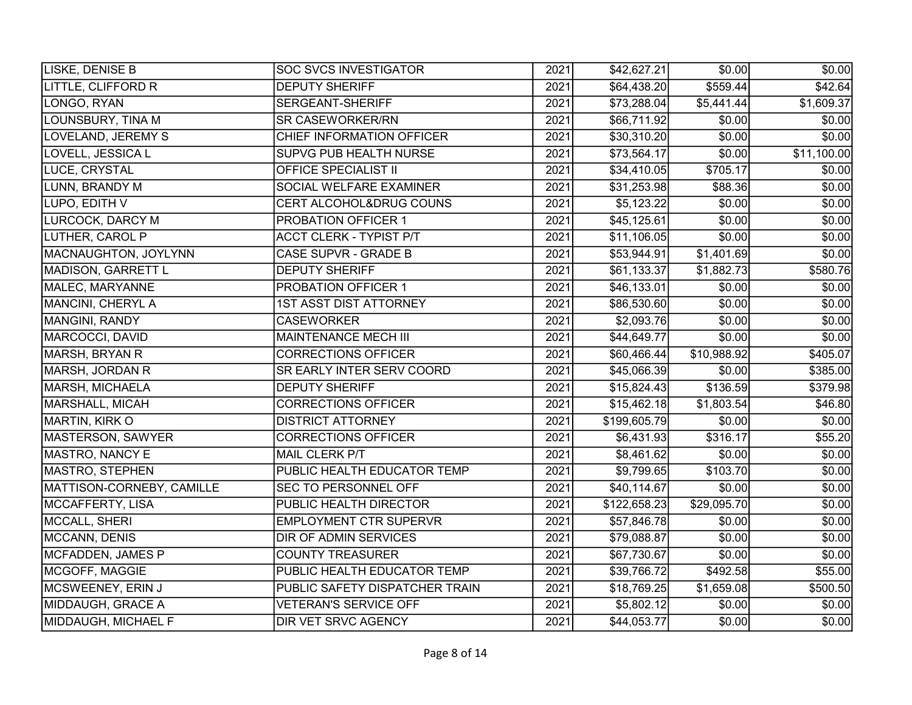| | | | | | |
|---|---|---|---|---|---|
| LISKE, DENISE B | SOC SVCS INVESTIGATOR | 2021 | $42,627.21 | $0.00 | $0.00 |
| LITTLE, CLIFFORD R | DEPUTY SHERIFF | 2021 | $64,438.20 | $559.44 | $42.64 |
| LONGO, RYAN | SERGEANT-SHERIFF | 2021 | $73,288.04 | $5,441.44 | $1,609.37 |
| LOUNSBURY, TINA M | SR CASEWORKER/RN | 2021 | $66,711.92 | $0.00 | $0.00 |
| LOVELAND, JEREMY S | CHIEF INFORMATION OFFICER | 2021 | $30,310.20 | $0.00 | $0.00 |
| LOVELL, JESSICA L | SUPVG PUB HEALTH NURSE | 2021 | $73,564.17 | $0.00 | $11,100.00 |
| LUCE, CRYSTAL | OFFICE SPECIALIST II | 2021 | $34,410.05 | $705.17 | $0.00 |
| LUNN, BRANDY M | SOCIAL WELFARE EXAMINER | 2021 | $31,253.98 | $88.36 | $0.00 |
| LUPO, EDITH V | CERT ALCOHOL&DRUG COUNS | 2021 | $5,123.22 | $0.00 | $0.00 |
| LURCOCK, DARCY M | PROBATION OFFICER 1 | 2021 | $45,125.61 | $0.00 | $0.00 |
| LUTHER, CAROL P | ACCT CLERK - TYPIST P/T | 2021 | $11,106.05 | $0.00 | $0.00 |
| MACNAUGHTON, JOYLYNN | CASE SUPVR - GRADE B | 2021 | $53,944.91 | $1,401.69 | $0.00 |
| MADISON, GARRETT L | DEPUTY SHERIFF | 2021 | $61,133.37 | $1,882.73 | $580.76 |
| MALEC, MARYANNE | PROBATION OFFICER 1 | 2021 | $46,133.01 | $0.00 | $0.00 |
| MANCINI, CHERYL A | 1ST ASST DIST ATTORNEY | 2021 | $86,530.60 | $0.00 | $0.00 |
| MANGINI, RANDY | CASEWORKER | 2021 | $2,093.76 | $0.00 | $0.00 |
| MARCOCCI, DAVID | MAINTENANCE MECH III | 2021 | $44,649.77 | $0.00 | $0.00 |
| MARSH, BRYAN R | CORRECTIONS OFFICER | 2021 | $60,466.44 | $10,988.92 | $405.07 |
| MARSH, JORDAN R | SR EARLY INTER SERV COORD | 2021 | $45,066.39 | $0.00 | $385.00 |
| MARSH, MICHAELA | DEPUTY SHERIFF | 2021 | $15,824.43 | $136.59 | $379.98 |
| MARSHALL, MICAH | CORRECTIONS OFFICER | 2021 | $15,462.18 | $1,803.54 | $46.80 |
| MARTIN, KIRK O | DISTRICT ATTORNEY | 2021 | $199,605.79 | $0.00 | $0.00 |
| MASTERSON, SAWYER | CORRECTIONS OFFICER | 2021 | $6,431.93 | $316.17 | $55.20 |
| MASTRO, NANCY E | MAIL CLERK P/T | 2021 | $8,461.62 | $0.00 | $0.00 |
| MASTRO, STEPHEN | PUBLIC HEALTH EDUCATOR TEMP | 2021 | $9,799.65 | $103.70 | $0.00 |
| MATTISON-CORNEBY, CAMILLE | SEC TO PERSONNEL OFF | 2021 | $40,114.67 | $0.00 | $0.00 |
| MCCAFFERTY, LISA | PUBLIC HEALTH DIRECTOR | 2021 | $122,658.23 | $29,095.70 | $0.00 |
| MCCALL, SHERI | EMPLOYMENT CTR SUPERVR | 2021 | $57,846.78 | $0.00 | $0.00 |
| MCCANN, DENIS | DIR OF ADMIN SERVICES | 2021 | $79,088.87 | $0.00 | $0.00 |
| MCFADDEN, JAMES P | COUNTY TREASURER | 2021 | $67,730.67 | $0.00 | $0.00 |
| MCGOFF, MAGGIE | PUBLIC HEALTH EDUCATOR TEMP | 2021 | $39,766.72 | $492.58 | $55.00 |
| MCSWEENEY, ERIN J | PUBLIC SAFETY DISPATCHER TRAIN | 2021 | $18,769.25 | $1,659.08 | $500.50 |
| MIDDAUGH, GRACE A | VETERAN'S SERVICE OFF | 2021 | $5,802.12 | $0.00 | $0.00 |
| MIDDAUGH, MICHAEL F | DIR VET SRVC AGENCY | 2021 | $44,053.77 | $0.00 | $0.00 |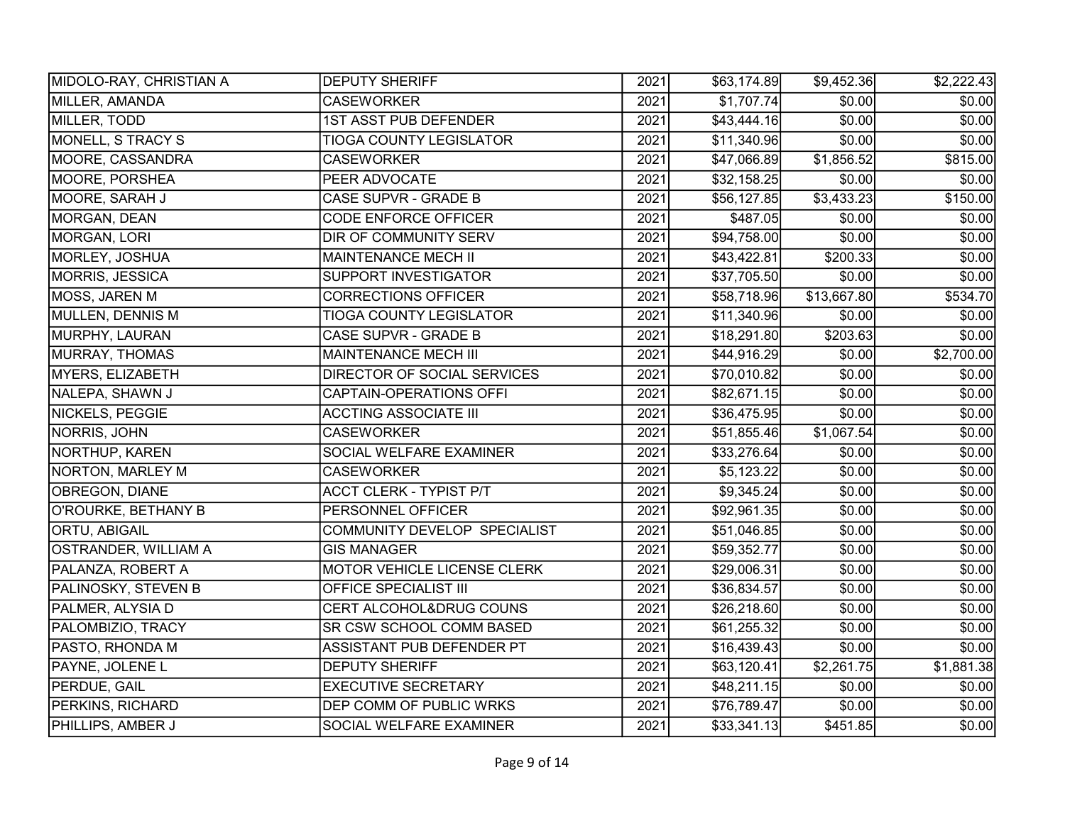| | | | | | |
|---|---|---|---|---|---|
| MIDOLO-RAY, CHRISTIAN A | DEPUTY SHERIFF | 2021 | $63,174.89 | $9,452.36 | $2,222.43 |
| MILLER, AMANDA | CASEWORKER | 2021 | $1,707.74 | $0.00 | $0.00 |
| MILLER, TODD | 1ST ASST PUB DEFENDER | 2021 | $43,444.16 | $0.00 | $0.00 |
| MONELL, S TRACY S | TIOGA COUNTY LEGISLATOR | 2021 | $11,340.96 | $0.00 | $0.00 |
| MOORE, CASSANDRA | CASEWORKER | 2021 | $47,066.89 | $1,856.52 | $815.00 |
| MOORE, PORSHEA | PEER ADVOCATE | 2021 | $32,158.25 | $0.00 | $0.00 |
| MOORE, SARAH J | CASE SUPVR - GRADE B | 2021 | $56,127.85 | $3,433.23 | $150.00 |
| MORGAN, DEAN | CODE ENFORCE OFFICER | 2021 | $487.05 | $0.00 | $0.00 |
| MORGAN, LORI | DIR OF COMMUNITY SERV | 2021 | $94,758.00 | $0.00 | $0.00 |
| MORLEY, JOSHUA | MAINTENANCE MECH II | 2021 | $43,422.81 | $200.33 | $0.00 |
| MORRIS, JESSICA | SUPPORT INVESTIGATOR | 2021 | $37,705.50 | $0.00 | $0.00 |
| MOSS, JAREN M | CORRECTIONS OFFICER | 2021 | $58,718.96 | $13,667.80 | $534.70 |
| MULLEN, DENNIS M | TIOGA COUNTY LEGISLATOR | 2021 | $11,340.96 | $0.00 | $0.00 |
| MURPHY, LAURAN | CASE SUPVR - GRADE B | 2021 | $18,291.80 | $203.63 | $0.00 |
| MURRAY, THOMAS | MAINTENANCE MECH III | 2021 | $44,916.29 | $0.00 | $2,700.00 |
| MYERS, ELIZABETH | DIRECTOR OF SOCIAL SERVICES | 2021 | $70,010.82 | $0.00 | $0.00 |
| NALEPA, SHAWN J | CAPTAIN-OPERATIONS OFFI | 2021 | $82,671.15 | $0.00 | $0.00 |
| NICKELS, PEGGIE | ACCTING ASSOCIATE III | 2021 | $36,475.95 | $0.00 | $0.00 |
| NORRIS, JOHN | CASEWORKER | 2021 | $51,855.46 | $1,067.54 | $0.00 |
| NORTHUP, KAREN | SOCIAL WELFARE EXAMINER | 2021 | $33,276.64 | $0.00 | $0.00 |
| NORTON, MARLEY M | CASEWORKER | 2021 | $5,123.22 | $0.00 | $0.00 |
| OBREGON, DIANE | ACCT CLERK - TYPIST P/T | 2021 | $9,345.24 | $0.00 | $0.00 |
| O'ROURKE, BETHANY B | PERSONNEL OFFICER | 2021 | $92,961.35 | $0.00 | $0.00 |
| ORTU, ABIGAIL | COMMUNITY DEVELOP SPECIALIST | 2021 | $51,046.85 | $0.00 | $0.00 |
| OSTRANDER, WILLIAM A | GIS MANAGER | 2021 | $59,352.77 | $0.00 | $0.00 |
| PALANZA, ROBERT A | MOTOR VEHICLE LICENSE CLERK | 2021 | $29,006.31 | $0.00 | $0.00 |
| PALINOSKY, STEVEN B | OFFICE SPECIALIST III | 2021 | $36,834.57 | $0.00 | $0.00 |
| PALMER, ALYSIA D | CERT ALCOHOL&DRUG COUNS | 2021 | $26,218.60 | $0.00 | $0.00 |
| PALOMBIZIO, TRACY | SR CSW SCHOOL COMM BASED | 2021 | $61,255.32 | $0.00 | $0.00 |
| PASTO, RHONDA M | ASSISTANT PUB DEFENDER PT | 2021 | $16,439.43 | $0.00 | $0.00 |
| PAYNE, JOLENE L | DEPUTY SHERIFF | 2021 | $63,120.41 | $2,261.75 | $1,881.38 |
| PERDUE, GAIL | EXECUTIVE SECRETARY | 2021 | $48,211.15 | $0.00 | $0.00 |
| PERKINS, RICHARD | DEP COMM OF PUBLIC WRKS | 2021 | $76,789.47 | $0.00 | $0.00 |
| PHILLIPS, AMBER J | SOCIAL WELFARE EXAMINER | 2021 | $33,341.13 | $451.85 | $0.00 |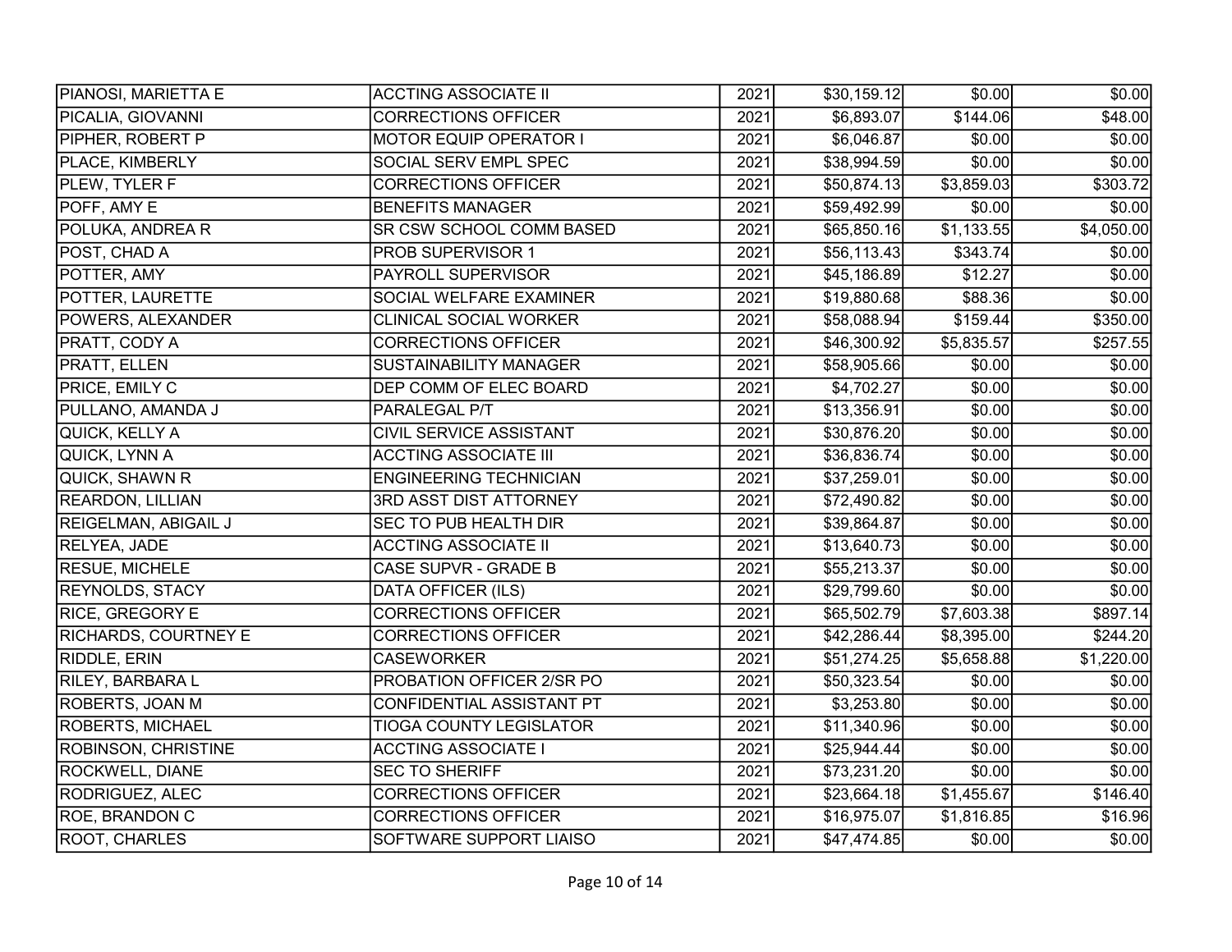| | | | | | |
|---|---|---|---|---|---|
| PIANOSI, MARIETTA E | ACCTING ASSOCIATE II | 2021 | $30,159.12 | $0.00 | $0.00 |
| PICALIA, GIOVANNI | CORRECTIONS OFFICER | 2021 | $6,893.07 | $144.06 | $48.00 |
| PIPHER, ROBERT P | MOTOR EQUIP OPERATOR I | 2021 | $6,046.87 | $0.00 | $0.00 |
| PLACE, KIMBERLY | SOCIAL SERV EMPL SPEC | 2021 | $38,994.59 | $0.00 | $0.00 |
| PLEW, TYLER F | CORRECTIONS OFFICER | 2021 | $50,874.13 | $3,859.03 | $303.72 |
| POFF, AMY E | BENEFITS MANAGER | 2021 | $59,492.99 | $0.00 | $0.00 |
| POLUKA, ANDREA R | SR CSW SCHOOL COMM BASED | 2021 | $65,850.16 | $1,133.55 | $4,050.00 |
| POST, CHAD A | PROB SUPERVISOR 1 | 2021 | $56,113.43 | $343.74 | $0.00 |
| POTTER, AMY | PAYROLL SUPERVISOR | 2021 | $45,186.89 | $12.27 | $0.00 |
| POTTER, LAURETTE | SOCIAL WELFARE EXAMINER | 2021 | $19,880.68 | $88.36 | $0.00 |
| POWERS, ALEXANDER | CLINICAL SOCIAL WORKER | 2021 | $58,088.94 | $159.44 | $350.00 |
| PRATT, CODY A | CORRECTIONS OFFICER | 2021 | $46,300.92 | $5,835.57 | $257.55 |
| PRATT, ELLEN | SUSTAINABILITY MANAGER | 2021 | $58,905.66 | $0.00 | $0.00 |
| PRICE, EMILY C | DEP COMM OF ELEC BOARD | 2021 | $4,702.27 | $0.00 | $0.00 |
| PULLANO, AMANDA J | PARALEGAL P/T | 2021 | $13,356.91 | $0.00 | $0.00 |
| QUICK, KELLY A | CIVIL SERVICE ASSISTANT | 2021 | $30,876.20 | $0.00 | $0.00 |
| QUICK, LYNN A | ACCTING ASSOCIATE III | 2021 | $36,836.74 | $0.00 | $0.00 |
| QUICK, SHAWN R | ENGINEERING TECHNICIAN | 2021 | $37,259.01 | $0.00 | $0.00 |
| REARDON, LILLIAN | 3RD ASST DIST ATTORNEY | 2021 | $72,490.82 | $0.00 | $0.00 |
| REIGELMAN, ABIGAIL J | SEC TO PUB HEALTH DIR | 2021 | $39,864.87 | $0.00 | $0.00 |
| RELYEA, JADE | ACCTING ASSOCIATE II | 2021 | $13,640.73 | $0.00 | $0.00 |
| RESUE, MICHELE | CASE SUPVR - GRADE B | 2021 | $55,213.37 | $0.00 | $0.00 |
| REYNOLDS, STACY | DATA OFFICER (ILS) | 2021 | $29,799.60 | $0.00 | $0.00 |
| RICE, GREGORY E | CORRECTIONS OFFICER | 2021 | $65,502.79 | $7,603.38 | $897.14 |
| RICHARDS, COURTNEY E | CORRECTIONS OFFICER | 2021 | $42,286.44 | $8,395.00 | $244.20 |
| RIDDLE, ERIN | CASEWORKER | 2021 | $51,274.25 | $5,658.88 | $1,220.00 |
| RILEY, BARBARA L | PROBATION OFFICER 2/SR PO | 2021 | $50,323.54 | $0.00 | $0.00 |
| ROBERTS, JOAN M | CONFIDENTIAL ASSISTANT PT | 2021 | $3,253.80 | $0.00 | $0.00 |
| ROBERTS, MICHAEL | TIOGA COUNTY LEGISLATOR | 2021 | $11,340.96 | $0.00 | $0.00 |
| ROBINSON, CHRISTINE | ACCTING ASSOCIATE I | 2021 | $25,944.44 | $0.00 | $0.00 |
| ROCKWELL, DIANE | SEC TO SHERIFF | 2021 | $73,231.20 | $0.00 | $0.00 |
| RODRIGUEZ, ALEC | CORRECTIONS OFFICER | 2021 | $23,664.18 | $1,455.67 | $146.40 |
| ROE, BRANDON C | CORRECTIONS OFFICER | 2021 | $16,975.07 | $1,816.85 | $16.96 |
| ROOT, CHARLES | SOFTWARE SUPPORT LIAISO | 2021 | $47,474.85 | $0.00 | $0.00 |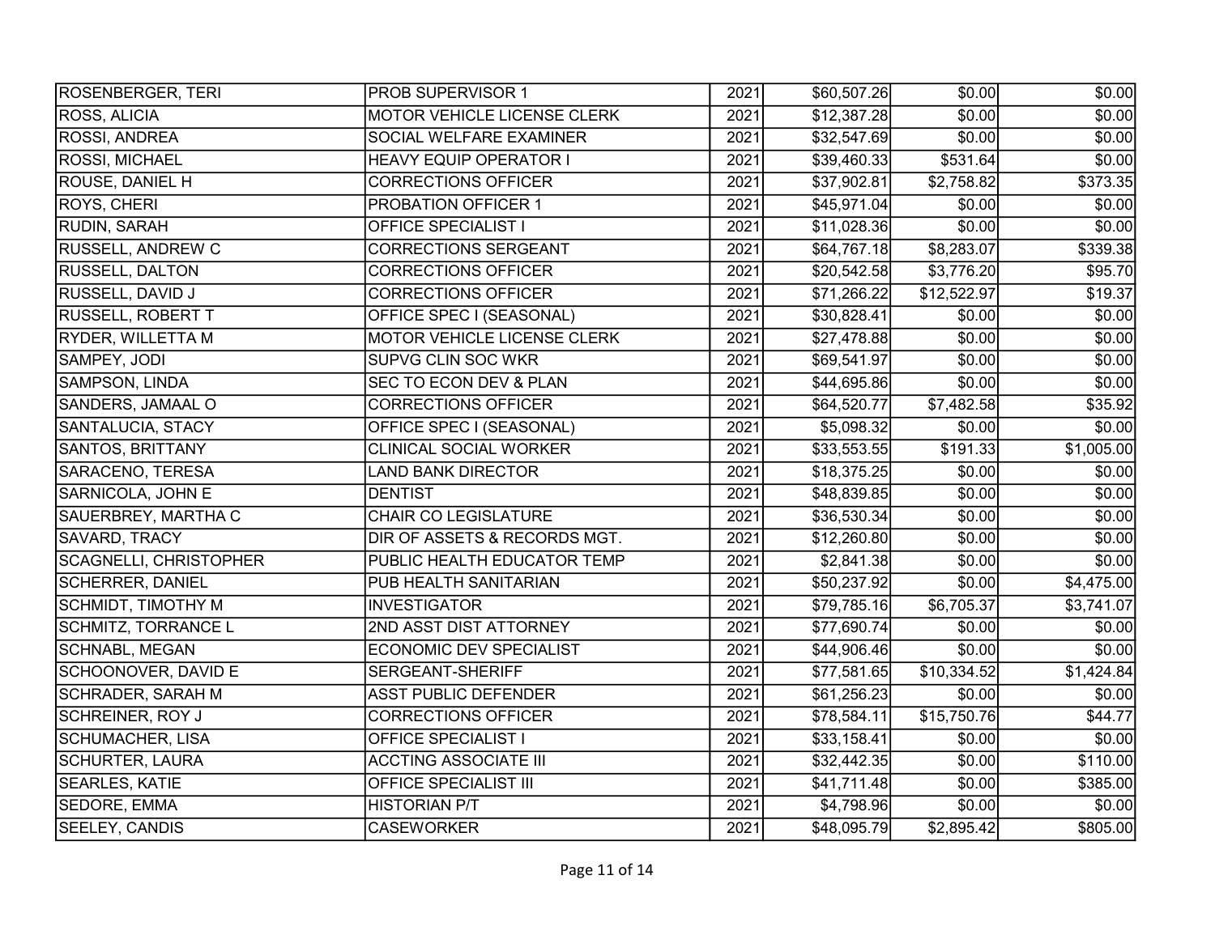| | | | | | |
|---|---|---|---|---|---|
| ROSENBERGER, TERI | PROB SUPERVISOR 1 | 2021 | $60,507.26 | $0.00 | $0.00 |
| ROSS, ALICIA | MOTOR VEHICLE LICENSE CLERK | 2021 | $12,387.28 | $0.00 | $0.00 |
| ROSSI, ANDREA | SOCIAL WELFARE EXAMINER | 2021 | $32,547.69 | $0.00 | $0.00 |
| ROSSI, MICHAEL | HEAVY EQUIP OPERATOR I | 2021 | $39,460.33 | $531.64 | $0.00 |
| ROUSE, DANIEL H | CORRECTIONS OFFICER | 2021 | $37,902.81 | $2,758.82 | $373.35 |
| ROYS, CHERI | PROBATION OFFICER 1 | 2021 | $45,971.04 | $0.00 | $0.00 |
| RUDIN, SARAH | OFFICE SPECIALIST I | 2021 | $11,028.36 | $0.00 | $0.00 |
| RUSSELL, ANDREW C | CORRECTIONS SERGEANT | 2021 | $64,767.18 | $8,283.07 | $339.38 |
| RUSSELL, DALTON | CORRECTIONS OFFICER | 2021 | $20,542.58 | $3,776.20 | $95.70 |
| RUSSELL, DAVID J | CORRECTIONS OFFICER | 2021 | $71,266.22 | $12,522.97 | $19.37 |
| RUSSELL, ROBERT T | OFFICE SPEC I (SEASONAL) | 2021 | $30,828.41 | $0.00 | $0.00 |
| RYDER, WILLETTA M | MOTOR VEHICLE LICENSE CLERK | 2021 | $27,478.88 | $0.00 | $0.00 |
| SAMPEY, JODI | SUPVG CLIN SOC WKR | 2021 | $69,541.97 | $0.00 | $0.00 |
| SAMPSON, LINDA | SEC TO ECON DEV & PLAN | 2021 | $44,695.86 | $0.00 | $0.00 |
| SANDERS, JAMAAL O | CORRECTIONS OFFICER | 2021 | $64,520.77 | $7,482.58 | $35.92 |
| SANTALUCIA, STACY | OFFICE SPEC I (SEASONAL) | 2021 | $5,098.32 | $0.00 | $0.00 |
| SANTOS, BRITTANY | CLINICAL SOCIAL WORKER | 2021 | $33,553.55 | $191.33 | $1,005.00 |
| SARACENO, TERESA | LAND BANK DIRECTOR | 2021 | $18,375.25 | $0.00 | $0.00 |
| SARNICOLA, JOHN E | DENTIST | 2021 | $48,839.85 | $0.00 | $0.00 |
| SAUERBREY, MARTHA C | CHAIR CO LEGISLATURE | 2021 | $36,530.34 | $0.00 | $0.00 |
| SAVARD, TRACY | DIR OF ASSETS & RECORDS MGT. | 2021 | $12,260.80 | $0.00 | $0.00 |
| SCAGNELLI, CHRISTOPHER | PUBLIC HEALTH EDUCATOR TEMP | 2021 | $2,841.38 | $0.00 | $0.00 |
| SCHERRER, DANIEL | PUB HEALTH SANITARIAN | 2021 | $50,237.92 | $0.00 | $4,475.00 |
| SCHMIDT, TIMOTHY M | INVESTIGATOR | 2021 | $79,785.16 | $6,705.37 | $3,741.07 |
| SCHMITZ, TORRANCE L | 2ND ASST DIST ATTORNEY | 2021 | $77,690.74 | $0.00 | $0.00 |
| SCHNABL, MEGAN | ECONOMIC DEV SPECIALIST | 2021 | $44,906.46 | $0.00 | $0.00 |
| SCHOONOVER, DAVID E | SERGEANT-SHERIFF | 2021 | $77,581.65 | $10,334.52 | $1,424.84 |
| SCHRADER, SARAH M | ASST PUBLIC DEFENDER | 2021 | $61,256.23 | $0.00 | $0.00 |
| SCHREINER, ROY J | CORRECTIONS OFFICER | 2021 | $78,584.11 | $15,750.76 | $44.77 |
| SCHUMACHER, LISA | OFFICE SPECIALIST I | 2021 | $33,158.41 | $0.00 | $0.00 |
| SCHURTER, LAURA | ACCTING ASSOCIATE III | 2021 | $32,442.35 | $0.00 | $110.00 |
| SEARLES, KATIE | OFFICE SPECIALIST III | 2021 | $41,711.48 | $0.00 | $385.00 |
| SEDORE, EMMA | HISTORIAN P/T | 2021 | $4,798.96 | $0.00 | $0.00 |
| SEELEY, CANDIS | CASEWORKER | 2021 | $48,095.79 | $2,895.42 | $805.00 |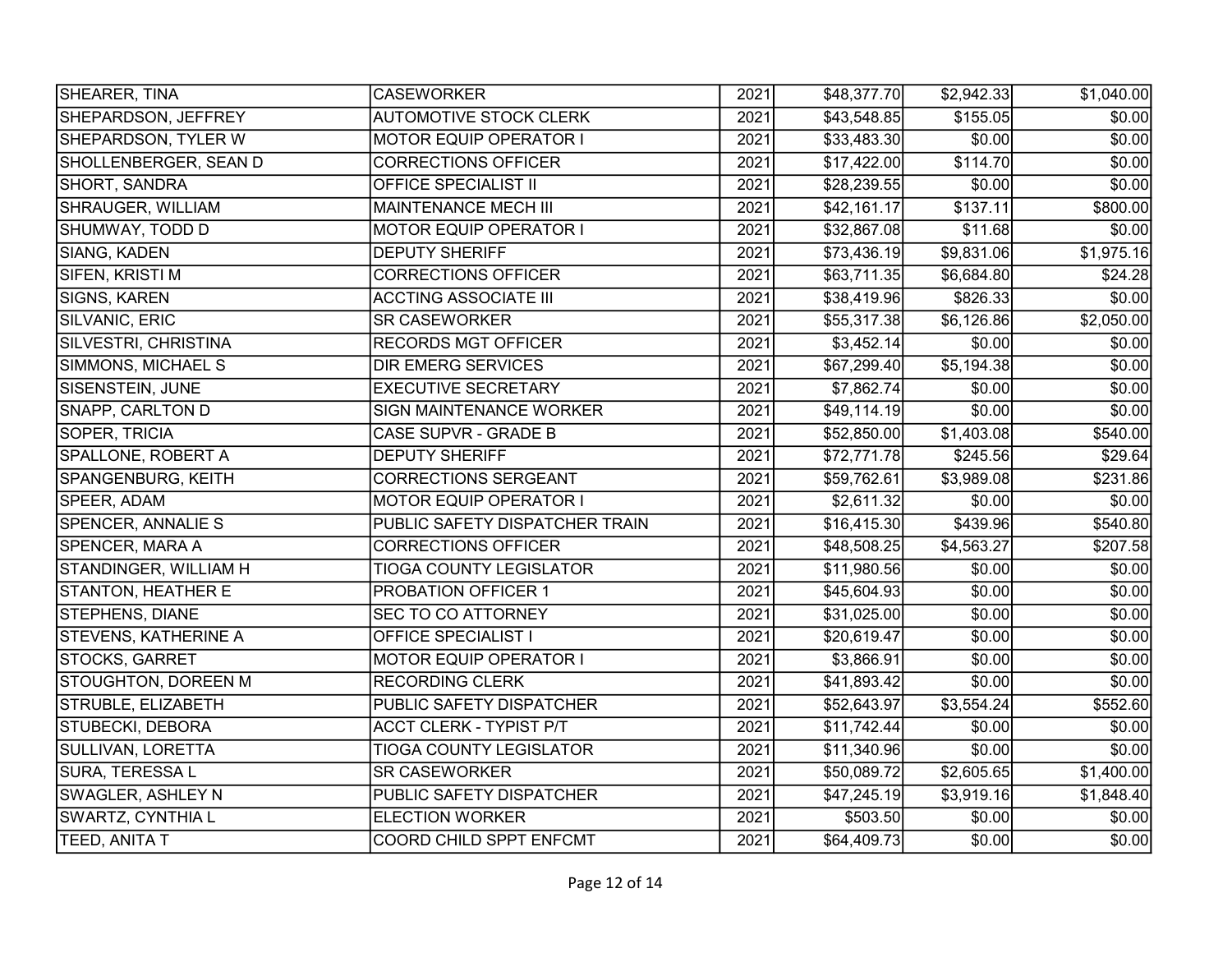| | | | | | |
|---|---|---|---|---|---|
| SHEARER, TINA | CASEWORKER | 2021 | $48,377.70 | $2,942.33 | $1,040.00 |
| SHEPARDSON, JEFFREY | AUTOMOTIVE STOCK CLERK | 2021 | $43,548.85 | $155.05 | $0.00 |
| SHEPARDSON, TYLER W | MOTOR EQUIP OPERATOR I | 2021 | $33,483.30 | $0.00 | $0.00 |
| SHOLLENBERGER, SEAN D | CORRECTIONS OFFICER | 2021 | $17,422.00 | $114.70 | $0.00 |
| SHORT, SANDRA | OFFICE SPECIALIST II | 2021 | $28,239.55 | $0.00 | $0.00 |
| SHRAUGER, WILLIAM | MAINTENANCE MECH III | 2021 | $42,161.17 | $137.11 | $800.00 |
| SHUMWAY, TODD D | MOTOR EQUIP OPERATOR I | 2021 | $32,867.08 | $11.68 | $0.00 |
| SIANG, KADEN | DEPUTY SHERIFF | 2021 | $73,436.19 | $9,831.06 | $1,975.16 |
| SIFEN, KRISTI M | CORRECTIONS OFFICER | 2021 | $63,711.35 | $6,684.80 | $24.28 |
| SIGNS, KAREN | ACCTING ASSOCIATE III | 2021 | $38,419.96 | $826.33 | $0.00 |
| SILVANIC, ERIC | SR CASEWORKER | 2021 | $55,317.38 | $6,126.86 | $2,050.00 |
| SILVESTRI, CHRISTINA | RECORDS MGT OFFICER | 2021 | $3,452.14 | $0.00 | $0.00 |
| SIMMONS, MICHAEL S | DIR EMERG SERVICES | 2021 | $67,299.40 | $5,194.38 | $0.00 |
| SISENSTEIN, JUNE | EXECUTIVE SECRETARY | 2021 | $7,862.74 | $0.00 | $0.00 |
| SNAPP, CARLTON D | SIGN MAINTENANCE WORKER | 2021 | $49,114.19 | $0.00 | $0.00 |
| SOPER, TRICIA | CASE SUPVR - GRADE B | 2021 | $52,850.00 | $1,403.08 | $540.00 |
| SPALLONE, ROBERT A | DEPUTY SHERIFF | 2021 | $72,771.78 | $245.56 | $29.64 |
| SPANGENBURG, KEITH | CORRECTIONS SERGEANT | 2021 | $59,762.61 | $3,989.08 | $231.86 |
| SPEER, ADAM | MOTOR EQUIP OPERATOR I | 2021 | $2,611.32 | $0.00 | $0.00 |
| SPENCER, ANNALIE S | PUBLIC SAFETY DISPATCHER TRAIN | 2021 | $16,415.30 | $439.96 | $540.80 |
| SPENCER, MARA A | CORRECTIONS OFFICER | 2021 | $48,508.25 | $4,563.27 | $207.58 |
| STANDINGER, WILLIAM H | TIOGA COUNTY LEGISLATOR | 2021 | $11,980.56 | $0.00 | $0.00 |
| STANTON, HEATHER E | PROBATION OFFICER 1 | 2021 | $45,604.93 | $0.00 | $0.00 |
| STEPHENS, DIANE | SEC TO CO ATTORNEY | 2021 | $31,025.00 | $0.00 | $0.00 |
| STEVENS, KATHERINE A | OFFICE SPECIALIST I | 2021 | $20,619.47 | $0.00 | $0.00 |
| STOCKS, GARRET | MOTOR EQUIP OPERATOR I | 2021 | $3,866.91 | $0.00 | $0.00 |
| STOUGHTON, DOREEN M | RECORDING CLERK | 2021 | $41,893.42 | $0.00 | $0.00 |
| STRUBLE, ELIZABETH | PUBLIC SAFETY DISPATCHER | 2021 | $52,643.97 | $3,554.24 | $552.60 |
| STUBECKI, DEBORA | ACCT CLERK - TYPIST P/T | 2021 | $11,742.44 | $0.00 | $0.00 |
| SULLIVAN, LORETTA | TIOGA COUNTY LEGISLATOR | 2021 | $11,340.96 | $0.00 | $0.00 |
| SURA, TERESSA L | SR CASEWORKER | 2021 | $50,089.72 | $2,605.65 | $1,400.00 |
| SWAGLER, ASHLEY N | PUBLIC SAFETY DISPATCHER | 2021 | $47,245.19 | $3,919.16 | $1,848.40 |
| SWARTZ, CYNTHIA L | ELECTION WORKER | 2021 | $503.50 | $0.00 | $0.00 |
| TEED, ANITA T | COORD CHILD SPPT ENFCMT | 2021 | $64,409.73 | $0.00 | $0.00 |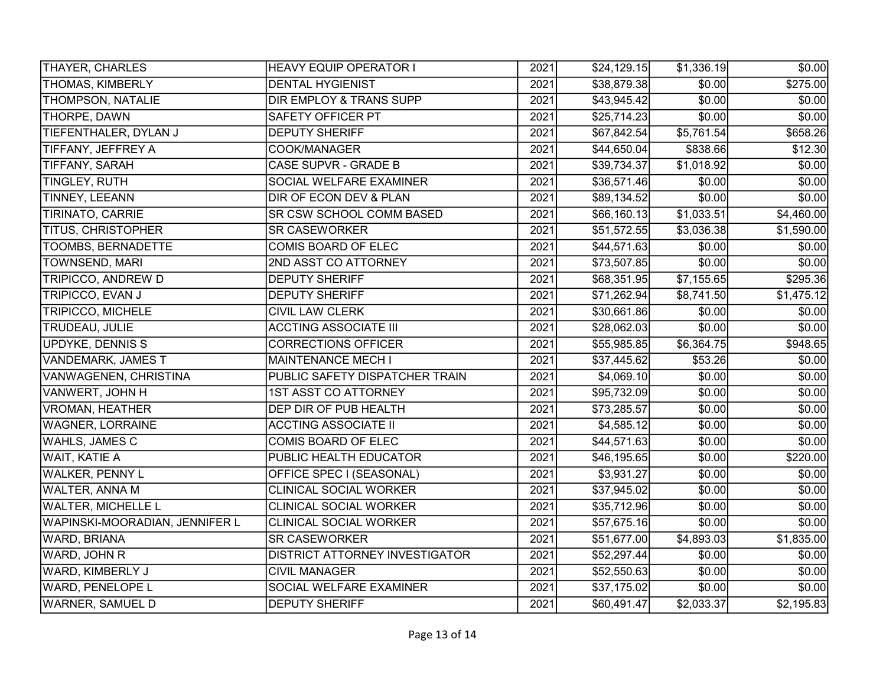| | | | | | |
|---|---|---|---|---|---|
| THAYER, CHARLES | HEAVY EQUIP OPERATOR I | 2021 | $24,129.15 | $1,336.19 | $0.00 |
| THOMAS, KIMBERLY | DENTAL HYGIENIST | 2021 | $38,879.38 | $0.00 | $275.00 |
| THOMPSON, NATALIE | DIR EMPLOY & TRANS SUPP | 2021 | $43,945.42 | $0.00 | $0.00 |
| THORPE, DAWN | SAFETY OFFICER PT | 2021 | $25,714.23 | $0.00 | $0.00 |
| TIEFENTHALER, DYLAN J | DEPUTY SHERIFF | 2021 | $67,842.54 | $5,761.54 | $658.26 |
| TIFFANY, JEFFREY A | COOK/MANAGER | 2021 | $44,650.04 | $838.66 | $12.30 |
| TIFFANY, SARAH | CASE SUPVR - GRADE B | 2021 | $39,734.37 | $1,018.92 | $0.00 |
| TINGLEY, RUTH | SOCIAL WELFARE EXAMINER | 2021 | $36,571.46 | $0.00 | $0.00 |
| TINNEY, LEEANN | DIR OF ECON DEV & PLAN | 2021 | $89,134.52 | $0.00 | $0.00 |
| TIRINATO, CARRIE | SR CSW SCHOOL COMM BASED | 2021 | $66,160.13 | $1,033.51 | $4,460.00 |
| TITUS, CHRISTOPHER | SR CASEWORKER | 2021 | $51,572.55 | $3,036.38 | $1,590.00 |
| TOOMBS, BERNADETTE | COMIS BOARD OF ELEC | 2021 | $44,571.63 | $0.00 | $0.00 |
| TOWNSEND, MARI | 2ND ASST CO ATTORNEY | 2021 | $73,507.85 | $0.00 | $0.00 |
| TRIPICCO, ANDREW D | DEPUTY SHERIFF | 2021 | $68,351.95 | $7,155.65 | $295.36 |
| TRIPICCO, EVAN J | DEPUTY SHERIFF | 2021 | $71,262.94 | $8,741.50 | $1,475.12 |
| TRIPICCO, MICHELE | CIVIL LAW CLERK | 2021 | $30,661.86 | $0.00 | $0.00 |
| TRUDEAU, JULIE | ACCTING ASSOCIATE III | 2021 | $28,062.03 | $0.00 | $0.00 |
| UPDYKE, DENNIS S | CORRECTIONS OFFICER | 2021 | $55,985.85 | $6,364.75 | $948.65 |
| VANDEMARK, JAMES T | MAINTENANCE MECH I | 2021 | $37,445.62 | $53.26 | $0.00 |
| VANWAGENEN, CHRISTINA | PUBLIC SAFETY DISPATCHER TRAIN | 2021 | $4,069.10 | $0.00 | $0.00 |
| VANWERT, JOHN H | 1ST ASST CO ATTORNEY | 2021 | $95,732.09 | $0.00 | $0.00 |
| VROMAN, HEATHER | DEP DIR OF PUB HEALTH | 2021 | $73,285.57 | $0.00 | $0.00 |
| WAGNER, LORRAINE | ACCTING ASSOCIATE II | 2021 | $4,585.12 | $0.00 | $0.00 |
| WAHLS, JAMES C | COMIS BOARD OF ELEC | 2021 | $44,571.63 | $0.00 | $0.00 |
| WAIT, KATIE A | PUBLIC HEALTH EDUCATOR | 2021 | $46,195.65 | $0.00 | $220.00 |
| WALKER, PENNY L | OFFICE SPEC I (SEASONAL) | 2021 | $3,931.27 | $0.00 | $0.00 |
| WALTER, ANNA M | CLINICAL SOCIAL WORKER | 2021 | $37,945.02 | $0.00 | $0.00 |
| WALTER, MICHELLE L | CLINICAL SOCIAL WORKER | 2021 | $35,712.96 | $0.00 | $0.00 |
| WAPINSKI-MOORADIAN, JENNIFER L | CLINICAL SOCIAL WORKER | 2021 | $57,675.16 | $0.00 | $0.00 |
| WARD, BRIANA | SR CASEWORKER | 2021 | $51,677.00 | $4,893.03 | $1,835.00 |
| WARD, JOHN R | DISTRICT ATTORNEY INVESTIGATOR | 2021 | $52,297.44 | $0.00 | $0.00 |
| WARD, KIMBERLY J | CIVIL MANAGER | 2021 | $52,550.63 | $0.00 | $0.00 |
| WARD, PENELOPE L | SOCIAL WELFARE EXAMINER | 2021 | $37,175.02 | $0.00 | $0.00 |
| WARNER, SAMUEL D | DEPUTY SHERIFF | 2021 | $60,491.47 | $2,033.37 | $2,195.83 |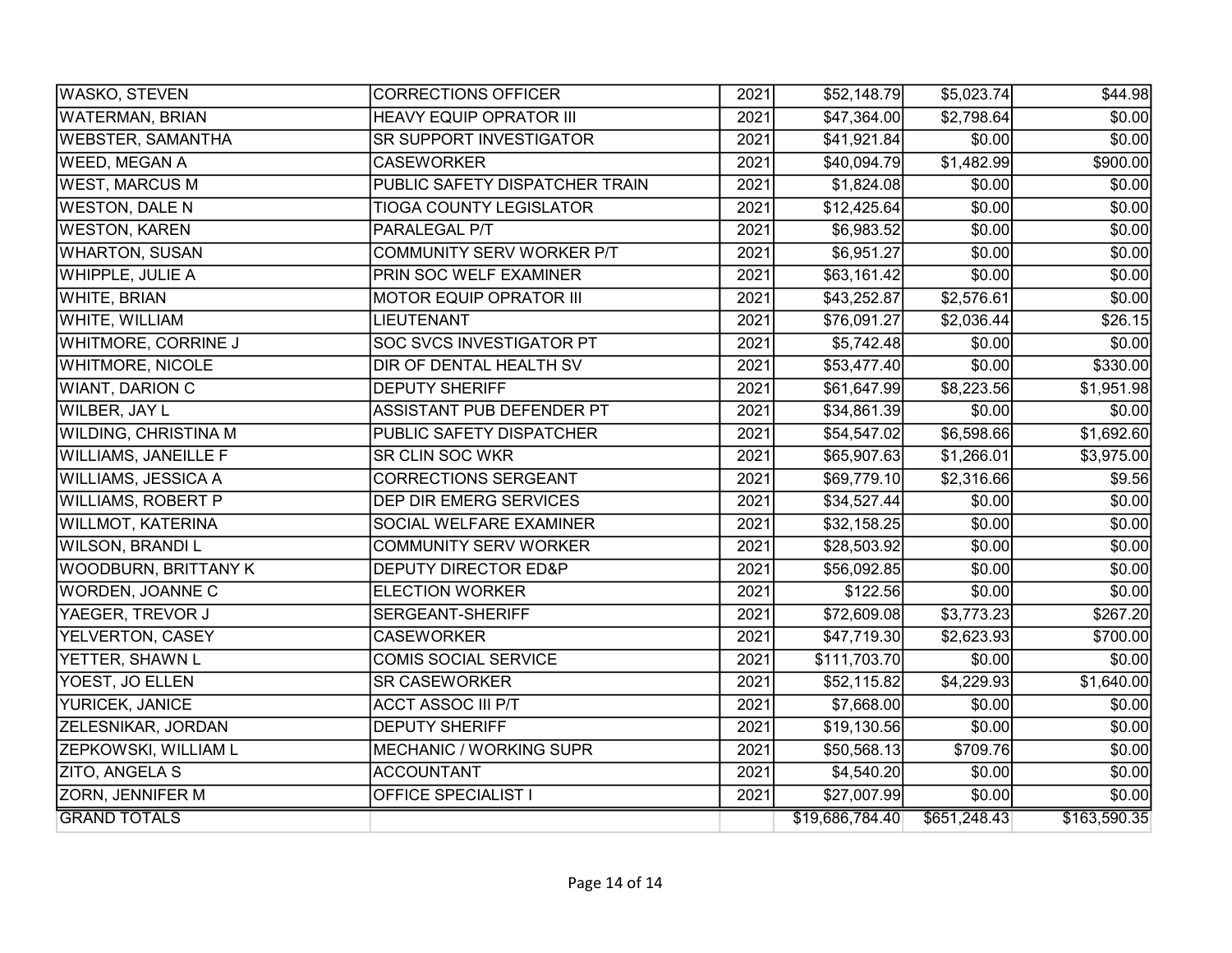| | | | | | |
|---|---|---|---|---|---|
| WASKO, STEVEN | CORRECTIONS OFFICER | 2021 | $52,148.79 | $5,023.74 | $44.98 |
| WATERMAN, BRIAN | HEAVY EQUIP OPRATOR III | 2021 | $47,364.00 | $2,798.64 | $0.00 |
| WEBSTER, SAMANTHA | SR SUPPORT INVESTIGATOR | 2021 | $41,921.84 | $0.00 | $0.00 |
| WEED, MEGAN A | CASEWORKER | 2021 | $40,094.79 | $1,482.99 | $900.00 |
| WEST, MARCUS M | PUBLIC SAFETY DISPATCHER TRAIN | 2021 | $1,824.08 | $0.00 | $0.00 |
| WESTON, DALE N | TIOGA COUNTY LEGISLATOR | 2021 | $12,425.64 | $0.00 | $0.00 |
| WESTON, KAREN | PARALEGAL P/T | 2021 | $6,983.52 | $0.00 | $0.00 |
| WHARTON, SUSAN | COMMUNITY SERV WORKER P/T | 2021 | $6,951.27 | $0.00 | $0.00 |
| WHIPPLE, JULIE A | PRIN SOC WELF EXAMINER | 2021 | $63,161.42 | $0.00 | $0.00 |
| WHITE, BRIAN | MOTOR EQUIP OPRATOR III | 2021 | $43,252.87 | $2,576.61 | $0.00 |
| WHITE, WILLIAM | LIEUTENANT | 2021 | $76,091.27 | $2,036.44 | $26.15 |
| WHITMORE, CORRINE J | SOC SVCS INVESTIGATOR PT | 2021 | $5,742.48 | $0.00 | $0.00 |
| WHITMORE, NICOLE | DIR OF DENTAL HEALTH SV | 2021 | $53,477.40 | $0.00 | $330.00 |
| WIANT, DARION C | DEPUTY SHERIFF | 2021 | $61,647.99 | $8,223.56 | $1,951.98 |
| WILBER, JAY L | ASSISTANT PUB DEFENDER PT | 2021 | $34,861.39 | $0.00 | $0.00 |
| WILDING, CHRISTINA M | PUBLIC SAFETY DISPATCHER | 2021 | $54,547.02 | $6,598.66 | $1,692.60 |
| WILLIAMS, JANEILLE F | SR CLIN SOC WKR | 2021 | $65,907.63 | $1,266.01 | $3,975.00 |
| WILLIAMS, JESSICA A | CORRECTIONS SERGEANT | 2021 | $69,779.10 | $2,316.66 | $9.56 |
| WILLIAMS, ROBERT P | DEP DIR EMERG SERVICES | 2021 | $34,527.44 | $0.00 | $0.00 |
| WILLMOT, KATERINA | SOCIAL WELFARE EXAMINER | 2021 | $32,158.25 | $0.00 | $0.00 |
| WILSON, BRANDI L | COMMUNITY SERV WORKER | 2021 | $28,503.92 | $0.00 | $0.00 |
| WOODBURN, BRITTANY K | DEPUTY DIRECTOR ED&P | 2021 | $56,092.85 | $0.00 | $0.00 |
| WORDEN, JOANNE C | ELECTION WORKER | 2021 | $122.56 | $0.00 | $0.00 |
| YAEGER, TREVOR J | SERGEANT-SHERIFF | 2021 | $72,609.08 | $3,773.23 | $267.20 |
| YELVERTON, CASEY | CASEWORKER | 2021 | $47,719.30 | $2,623.93 | $700.00 |
| YETTER, SHAWN L | COMIS SOCIAL SERVICE | 2021 | $111,703.70 | $0.00 | $0.00 |
| YOEST, JO ELLEN | SR CASEWORKER | 2021 | $52,115.82 | $4,229.93 | $1,640.00 |
| YURICEK, JANICE | ACCT ASSOC III P/T | 2021 | $7,668.00 | $0.00 | $0.00 |
| ZELESNIKAR, JORDAN | DEPUTY SHERIFF | 2021 | $19,130.56 | $0.00 | $0.00 |
| ZEPKOWSKI, WILLIAM L | MECHANIC / WORKING SUPR | 2021 | $50,568.13 | $709.76 | $0.00 |
| ZITO, ANGELA S | ACCOUNTANT | 2021 | $4,540.20 | $0.00 | $0.00 |
| ZORN, JENNIFER M | OFFICE SPECIALIST I | 2021 | $27,007.99 | $0.00 | $0.00 |
| GRAND TOTALS | | | $19,686,784.40 | $651,248.43 | $163,590.35 |